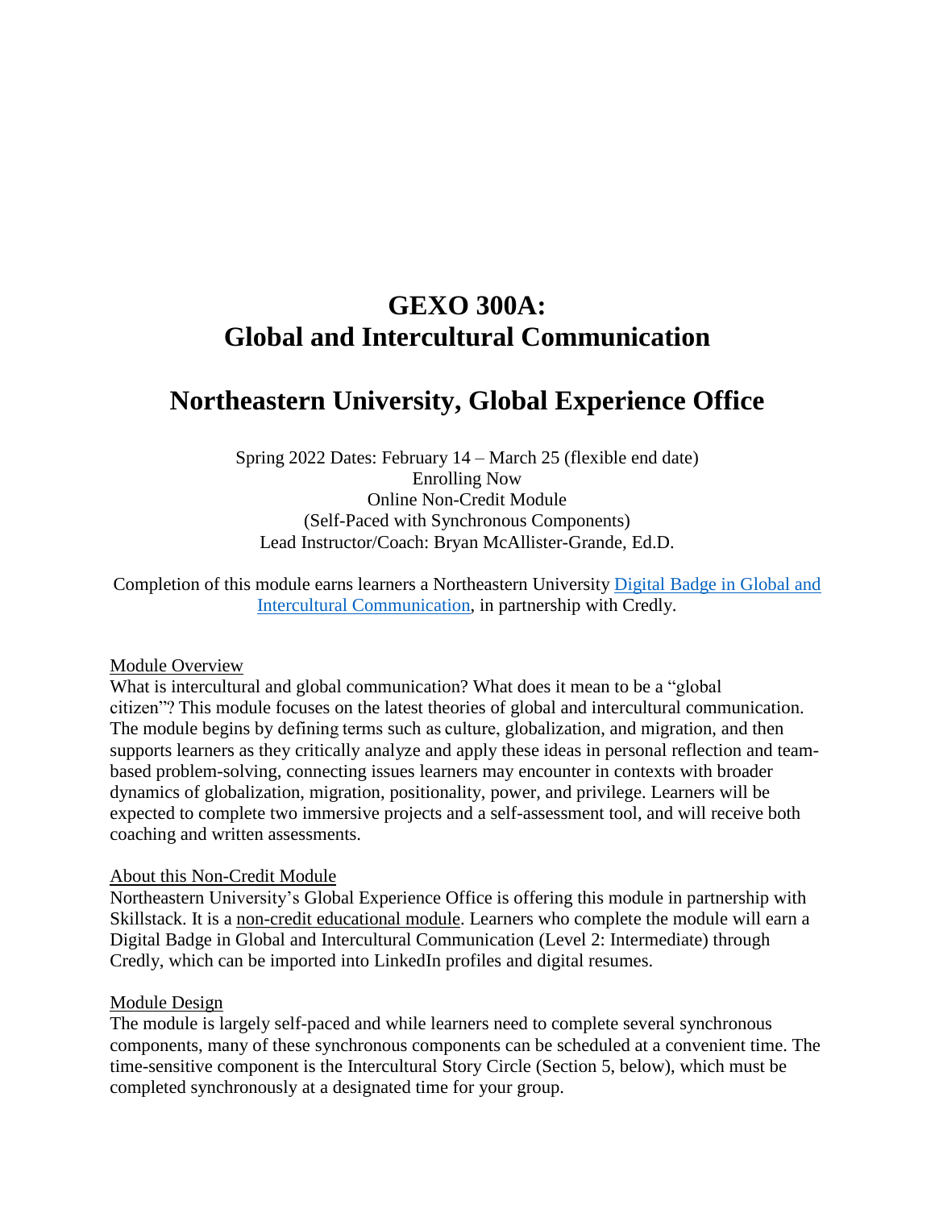# GEXO 300A: Global and Intercultural Communication

# Northeastern University, Global Experience Office

Spring 2022 Dates: February 14 – March 25 (flexible end date)
Enrolling Now
Online Non-Credit Module
(Self-Paced with Synchronous Components)
Lead Instructor/Coach: Bryan McAllister-Grande, Ed.D.

Completion of this module earns learners a Northeastern University Digital Badge in Global and Intercultural Communication, in partnership with Credly.

## Module Overview

What is intercultural and global communication? What does it mean to be a "global citizen"? This module focuses on the latest theories of global and intercultural communication. The module begins by defining terms such as culture, globalization, and migration, and then supports learners as they critically analyze and apply these ideas in personal reflection and team-based problem-solving, connecting issues learners may encounter in contexts with broader dynamics of globalization, migration, positionality, power, and privilege. Learners will be expected to complete two immersive projects and a self-assessment tool, and will receive both coaching and written assessments.

## About this Non-Credit Module

Northeastern University's Global Experience Office is offering this module in partnership with Skillstack. It is a non-credit educational module. Learners who complete the module will earn a Digital Badge in Global and Intercultural Communication (Level 2: Intermediate) through Credly, which can be imported into LinkedIn profiles and digital resumes.

## Module Design

The module is largely self-paced and while learners need to complete several synchronous components, many of these synchronous components can be scheduled at a convenient time. The time-sensitive component is the Intercultural Story Circle (Section 5, below), which must be completed synchronously at a designated time for your group.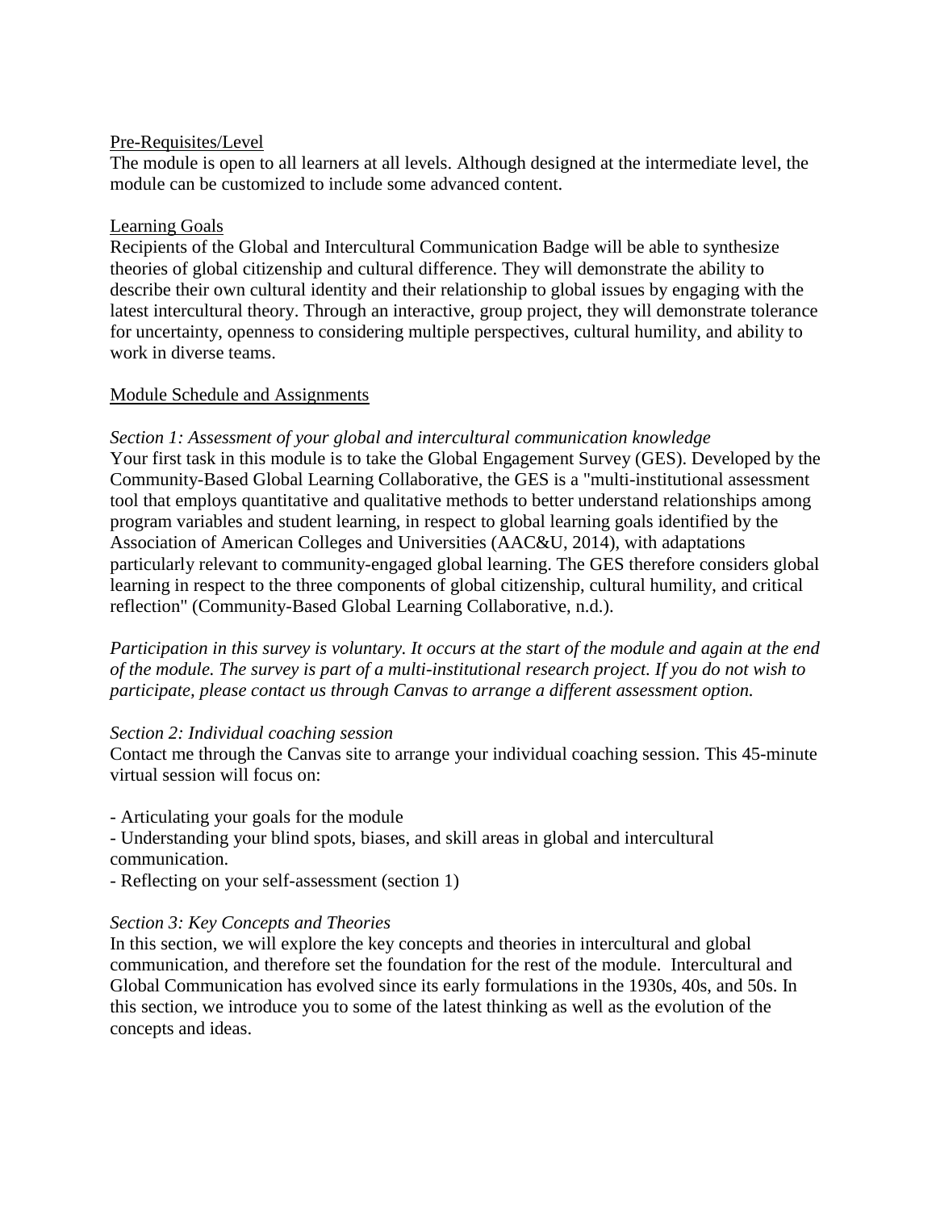<u>Pre-Requisites/Level</u>

The module is open to all learners at all levels. Although designed at the intermediate level, the module can be customized to include some advanced content.

<u>Learning Goals</u>

Recipients of the Global and Intercultural Communication Badge will be able to synthesize theories of global citizenship and cultural difference. They will demonstrate the ability to describe their own cultural identity and their relationship to global issues by engaging with the latest intercultural theory. Through an interactive, group project, they will demonstrate tolerance for uncertainty, openness to considering multiple perspectives, cultural humility, and ability to work in diverse teams.

<u>Module Schedule and Assignments</u>

*Section 1: Assessment of your global and intercultural communication knowledge*

Your first task in this module is to take the Global Engagement Survey (GES). Developed by the Community-Based Global Learning Collaborative, the GES is a "multi-institutional assessment tool that employs quantitative and qualitative methods to better understand relationships among program variables and student learning, in respect to global learning goals identified by the Association of American Colleges and Universities (AAC&U, 2014), with adaptations particularly relevant to community-engaged global learning. The GES therefore considers global learning in respect to the three components of global citizenship, cultural humility, and critical reflection" (Community-Based Global Learning Collaborative, n.d.).

*Participation in this survey is voluntary. It occurs at the start of the module and again at the end of the module. The survey is part of a multi-institutional research project. If you do not wish to participate, please contact us through Canvas to arrange a different assessment option.*

*Section 2: Individual coaching session*

Contact me through the Canvas site to arrange your individual coaching session. This 45-minute virtual session will focus on:

- Articulating your goals for the module
- Understanding your blind spots, biases, and skill areas in global and intercultural communication.
- Reflecting on your self-assessment (section 1)

*Section 3: Key Concepts and Theories*

In this section, we will explore the key concepts and theories in intercultural and global communication, and therefore set the foundation for the rest of the module. Intercultural and Global Communication has evolved since its early formulations in the 1930s, 40s, and 50s. In this section, we introduce you to some of the latest thinking as well as the evolution of the concepts and ideas.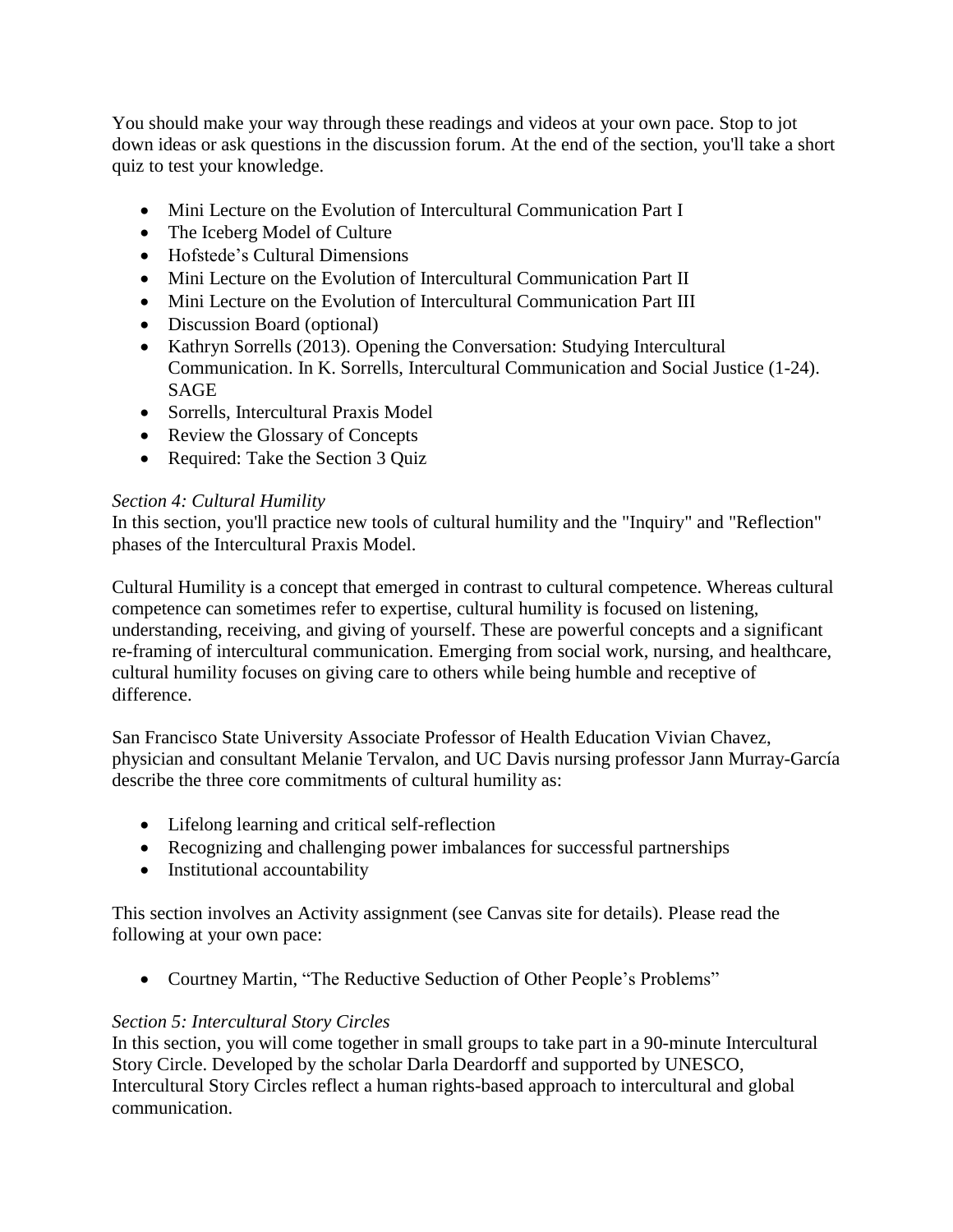You should make your way through these readings and videos at your own pace. Stop to jot down ideas or ask questions in the discussion forum. At the end of the section, you'll take a short quiz to test your knowledge.

- Mini Lecture on the Evolution of Intercultural Communication Part I
- The Iceberg Model of Culture
- Hofstede's Cultural Dimensions
- Mini Lecture on the Evolution of Intercultural Communication Part II
- Mini Lecture on the Evolution of Intercultural Communication Part III
- Discussion Board (optional)
- Kathryn Sorrells (2013). Opening the Conversation: Studying Intercultural Communication. In K. Sorrells, Intercultural Communication and Social Justice (1-24). SAGE
- Sorrells, Intercultural Praxis Model
- Review the Glossary of Concepts
- Required: Take the Section 3 Quiz

*Section 4: Cultural Humility*

In this section, you'll practice new tools of cultural humility and the "Inquiry" and "Reflection" phases of the Intercultural Praxis Model.

Cultural Humility is a concept that emerged in contrast to cultural competence. Whereas cultural competence can sometimes refer to expertise, cultural humility is focused on listening, understanding, receiving, and giving of yourself. These are powerful concepts and a significant re-framing of intercultural communication. Emerging from social work, nursing, and healthcare, cultural humility focuses on giving care to others while being humble and receptive of difference.

San Francisco State University Associate Professor of Health Education Vivian Chavez, physician and consultant Melanie Tervalon, and UC Davis nursing professor Jann Murray-García describe the three core commitments of cultural humility as:

- Lifelong learning and critical self-reflection
- Recognizing and challenging power imbalances for successful partnerships
- Institutional accountability

This section involves an Activity assignment (see Canvas site for details). Please read the following at your own pace:

- Courtney Martin, "The Reductive Seduction of Other People's Problems"

*Section 5: Intercultural Story Circles*

In this section, you will come together in small groups to take part in a 90-minute Intercultural Story Circle. Developed by the scholar Darla Deardorff and supported by UNESCO, Intercultural Story Circles reflect a human rights-based approach to intercultural and global communication.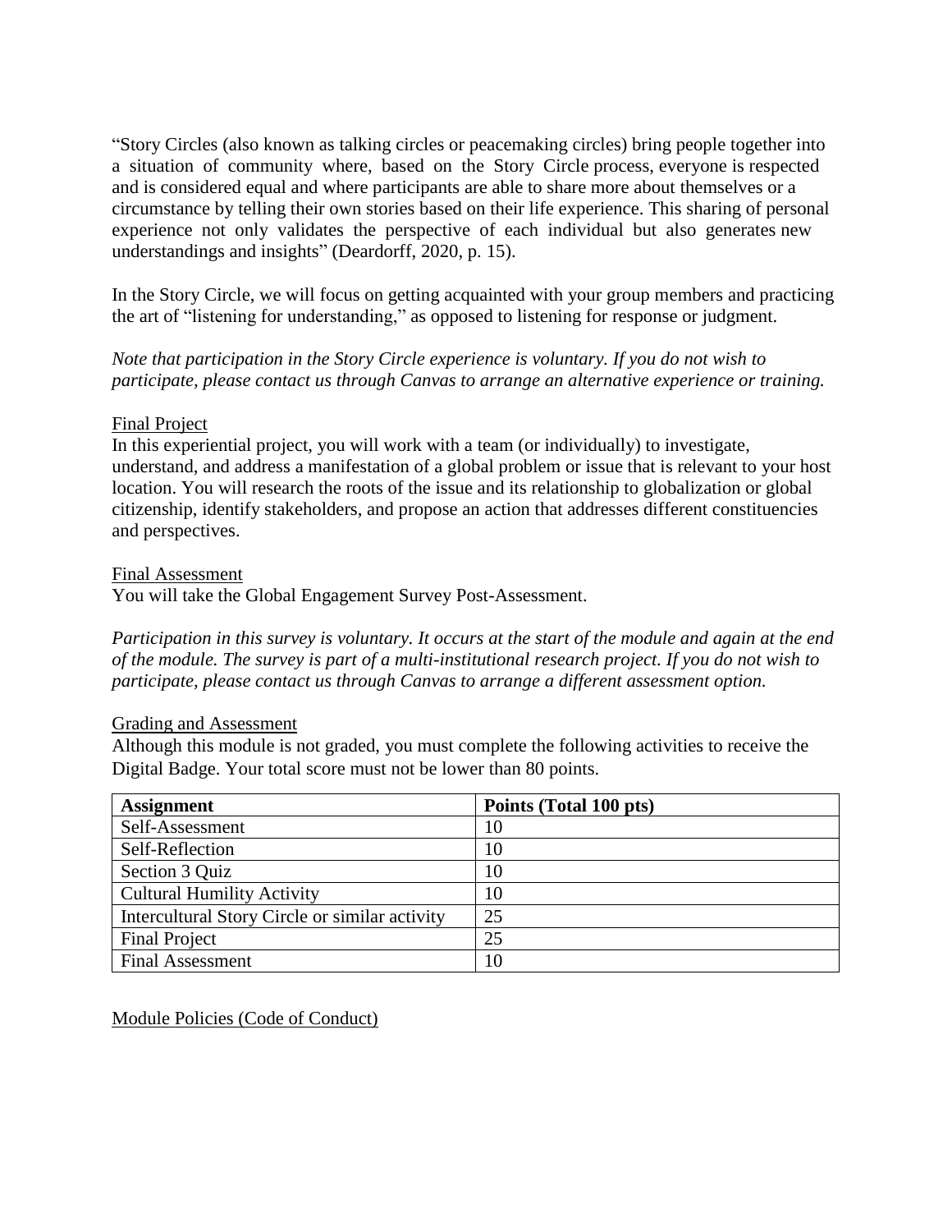"Story Circles (also known as talking circles or peacemaking circles) bring people together into a situation of community where, based on the Story Circle process, everyone is respected and is considered equal and where participants are able to share more about themselves or a circumstance by telling their own stories based on their life experience. This sharing of personal experience not only validates the perspective of each individual but also generates new understandings and insights" (Deardorff, 2020, p. 15).

In the Story Circle, we will focus on getting acquainted with your group members and practicing the art of "listening for understanding," as opposed to listening for response or judgment.

*Note that participation in the Story Circle experience is voluntary. If you do not wish to participate, please contact us through Canvas to arrange an alternative experience or training.*

### Final Project

In this experiential project, you will work with a team (or individually) to investigate, understand, and address a manifestation of a global problem or issue that is relevant to your host location. You will research the roots of the issue and its relationship to globalization or global citizenship, identify stakeholders, and propose an action that addresses different constituencies and perspectives.

### Final Assessment

You will take the Global Engagement Survey Post-Assessment.

*Participation in this survey is voluntary. It occurs at the start of the module and again at the end of the module. The survey is part of a multi-institutional research project. If you do not wish to participate, please contact us through Canvas to arrange a different assessment option.*

### Grading and Assessment

Although this module is not graded, you must complete the following activities to receive the Digital Badge. Your total score must not be lower than 80 points.

| **Assignment** | **Points (Total 100 pts)** |
|---|---|
| Self-Assessment | 10 |
| Self-Reflection | 10 |
| Section 3 Quiz | 10 |
| Cultural Humility Activity | 10 |
| Intercultural Story Circle or similar activity | 25 |
| Final Project | 25 |
| Final Assessment | 10 |

### Module Policies (Code of Conduct)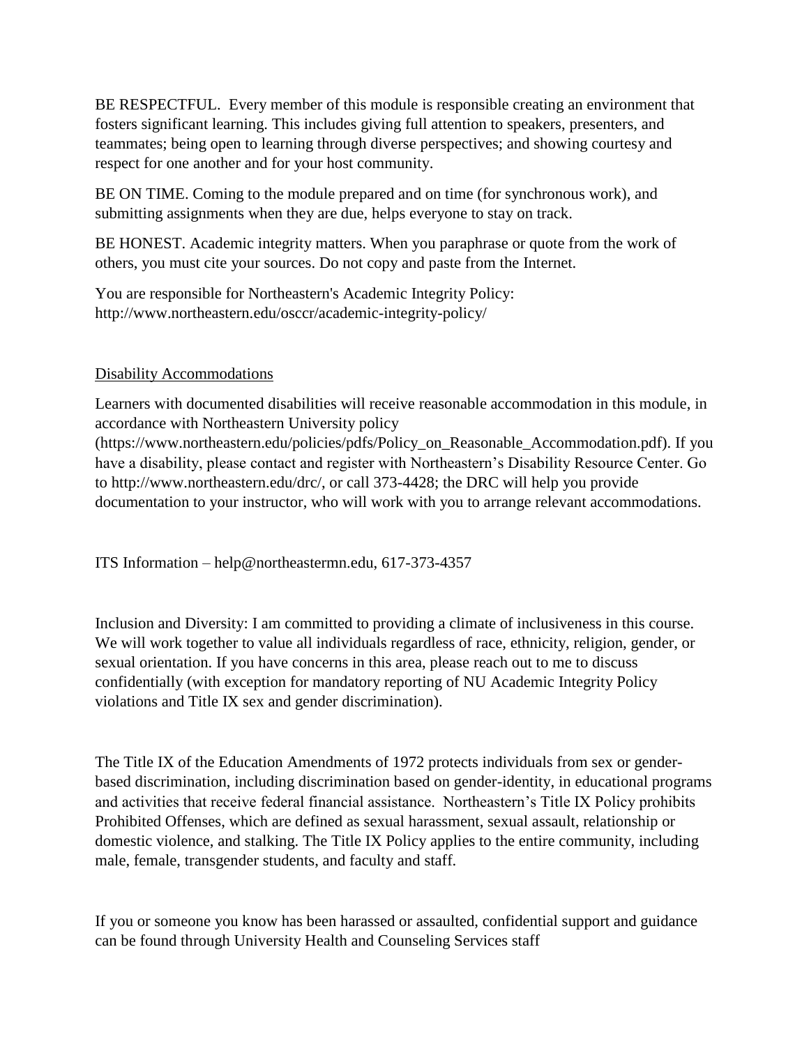BE RESPECTFUL. Every member of this module is responsible creating an environment that fosters significant learning. This includes giving full attention to speakers, presenters, and teammates; being open to learning through diverse perspectives; and showing courtesy and respect for one another and for your host community.

BE ON TIME. Coming to the module prepared and on time (for synchronous work), and submitting assignments when they are due, helps everyone to stay on track.

BE HONEST. Academic integrity matters. When you paraphrase or quote from the work of others, you must cite your sources. Do not copy and paste from the Internet.

You are responsible for Northeastern's Academic Integrity Policy: http://www.northeastern.edu/osccr/academic-integrity-policy/

Disability Accommodations

Learners with documented disabilities will receive reasonable accommodation in this module, in accordance with Northeastern University policy (https://www.northeastern.edu/policies/pdfs/Policy_on_Reasonable_Accommodation.pdf). If you have a disability, please contact and register with Northeastern's Disability Resource Center. Go to http://www.northeastern.edu/drc/, or call 373-4428; the DRC will help you provide documentation to your instructor, who will work with you to arrange relevant accommodations.

ITS Information – help@northeastermn.edu, 617-373-4357

Inclusion and Diversity: I am committed to providing a climate of inclusiveness in this course. We will work together to value all individuals regardless of race, ethnicity, religion, gender, or sexual orientation. If you have concerns in this area, please reach out to me to discuss confidentially (with exception for mandatory reporting of NU Academic Integrity Policy violations and Title IX sex and gender discrimination).

The Title IX of the Education Amendments of 1972 protects individuals from sex or gender-based discrimination, including discrimination based on gender-identity, in educational programs and activities that receive federal financial assistance. Northeastern's Title IX Policy prohibits Prohibited Offenses, which are defined as sexual harassment, sexual assault, relationship or domestic violence, and stalking. The Title IX Policy applies to the entire community, including male, female, transgender students, and faculty and staff.

If you or someone you know has been harassed or assaulted, confidential support and guidance can be found through University Health and Counseling Services staff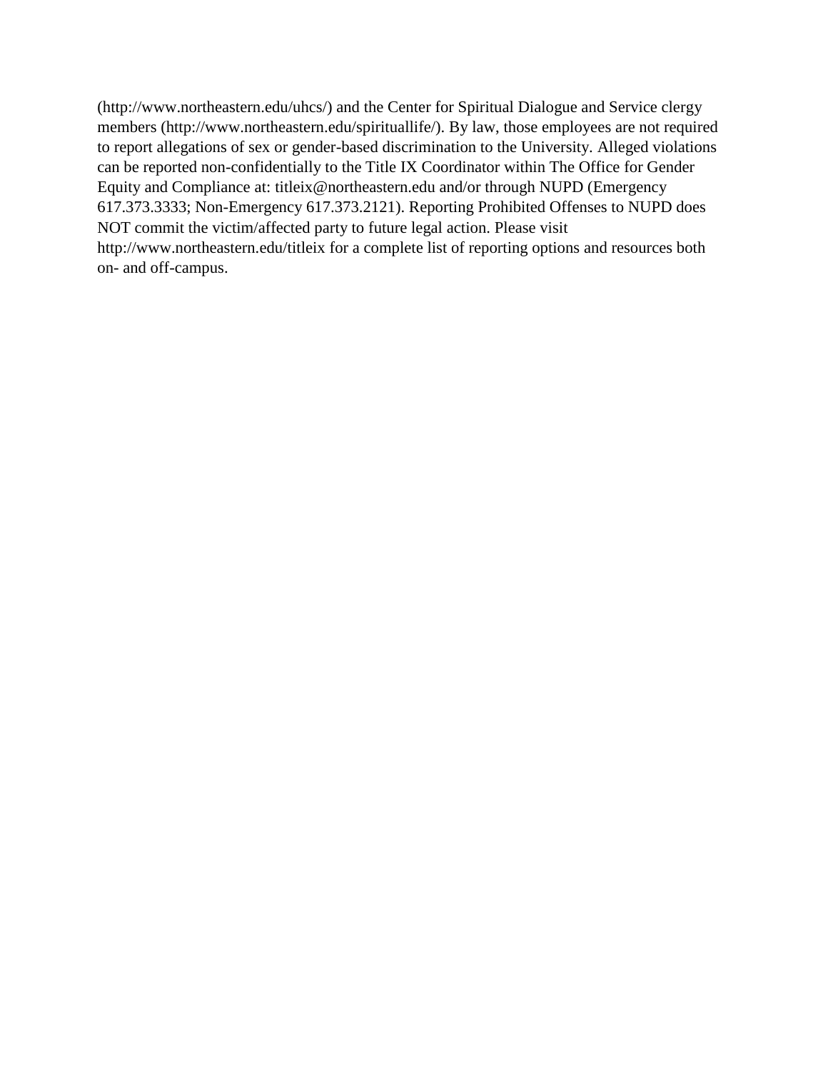(http://www.northeastern.edu/uhcs/) and the Center for Spiritual Dialogue and Service clergy members (http://www.northeastern.edu/spirituallife/). By law, those employees are not required to report allegations of sex or gender-based discrimination to the University. Alleged violations can be reported non-confidentially to the Title IX Coordinator within The Office for Gender Equity and Compliance at: titleix@northeastern.edu and/or through NUPD (Emergency 617.373.3333; Non-Emergency 617.373.2121). Reporting Prohibited Offenses to NUPD does NOT commit the victim/affected party to future legal action. Please visit http://www.northeastern.edu/titleix for a complete list of reporting options and resources both on- and off-campus.